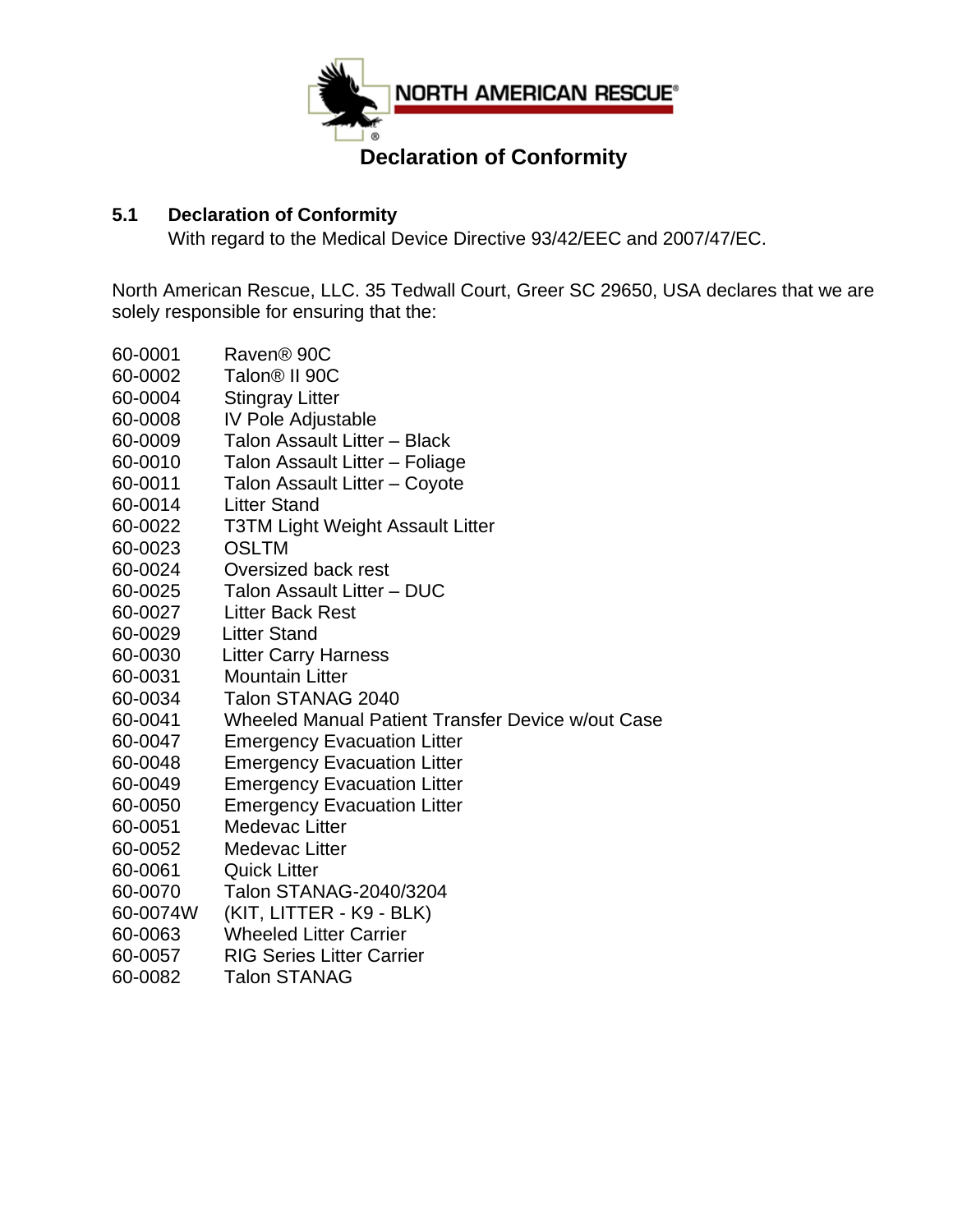NORTH AMERICAN RESCUE®

# Declaration of Conformity

## 5.1 Declaration of Conformity

With regard to the Medical Device Directive 93/42/EEC and 2007/47/EC.

North American Rescue, LLC. 35 Tedwall Court, Greer SC 29650, USA declares that we are solely responsible for ensuring that the:

| | |
|---|---|
| 60-0001 | Raven® 90C |
| 60-0002 | Talon® II 90C |
| 60-0004 | Stingray Litter |
| 60-0008 | IV Pole Adjustable |
| 60-0009 | Talon Assault Litter – Black |
| 60-0010 | Talon Assault Litter – Foliage |
| 60-0011 | Talon Assault Litter – Coyote |
| 60-0014 | Litter Stand |
| 60-0022 | T3TM Light Weight Assault Litter |
| 60-0023 | OSLTM |
| 60-0024 | Oversized back rest |
| 60-0025 | Talon Assault Litter – DUC |
| 60-0027 | Litter Back Rest |
| 60-0029 | Litter Stand |
| 60-0030 | Litter Carry Harness |
| 60-0031 | Mountain Litter |
| 60-0034 | Talon STANAG 2040 |
| 60-0041 | Wheeled Manual Patient Transfer Device w/out Case |
| 60-0047 | Emergency Evacuation Litter |
| 60-0048 | Emergency Evacuation Litter |
| 60-0049 | Emergency Evacuation Litter |
| 60-0050 | Emergency Evacuation Litter |
| 60-0051 | Medevac Litter |
| 60-0052 | Medevac Litter |
| 60-0061 | Quick Litter |
| 60-0070 | Talon STANAG-2040/3204 |
| 60-0074W | (KIT, LITTER - K9 - BLK) |
| 60-0063 | Wheeled Litter Carrier |
| 60-0057 | RIG Series Litter Carrier |
| 60-0082 | Talon STANAG |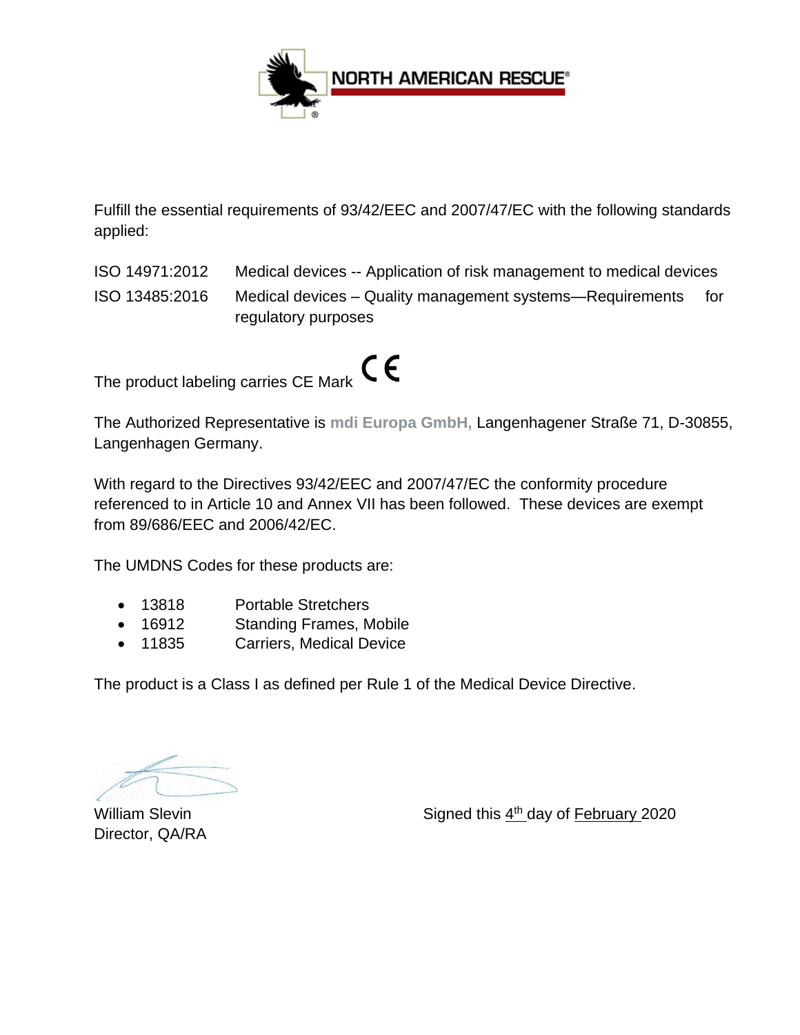NORTH AMERICAN RESCUE®

Fulfill the essential requirements of 93/42/EEC and 2007/47/EC with the following standards applied:

| | |
|---|---|
| ISO 14971:2012 | Medical devices -- Application of risk management to medical devices |
| ISO 13485:2016 | Medical devices – Quality management systems—Requirements for regulatory purposes |

The product labeling carries CE Mark CE

The Authorized Representative is **mdi Europa GmbH,** Langenhagener Straße 71, D-30855, Langenhagen Germany.

With regard to the Directives 93/42/EEC and 2007/47/EC the conformity procedure referenced to in Article 10 and Annex VII has been followed. These devices are exempt from 89/686/EEC and 2006/42/EC.

The UMDNS Codes for these products are:

- 13818 Portable Stretchers
- 16912 Standing Frames, Mobile
- 11835 Carriers, Medical Device

The product is a Class I as defined per Rule 1 of the Medical Device Directive.

William Slevin
Director, QA/RA

Signed this 4th day of February 2020